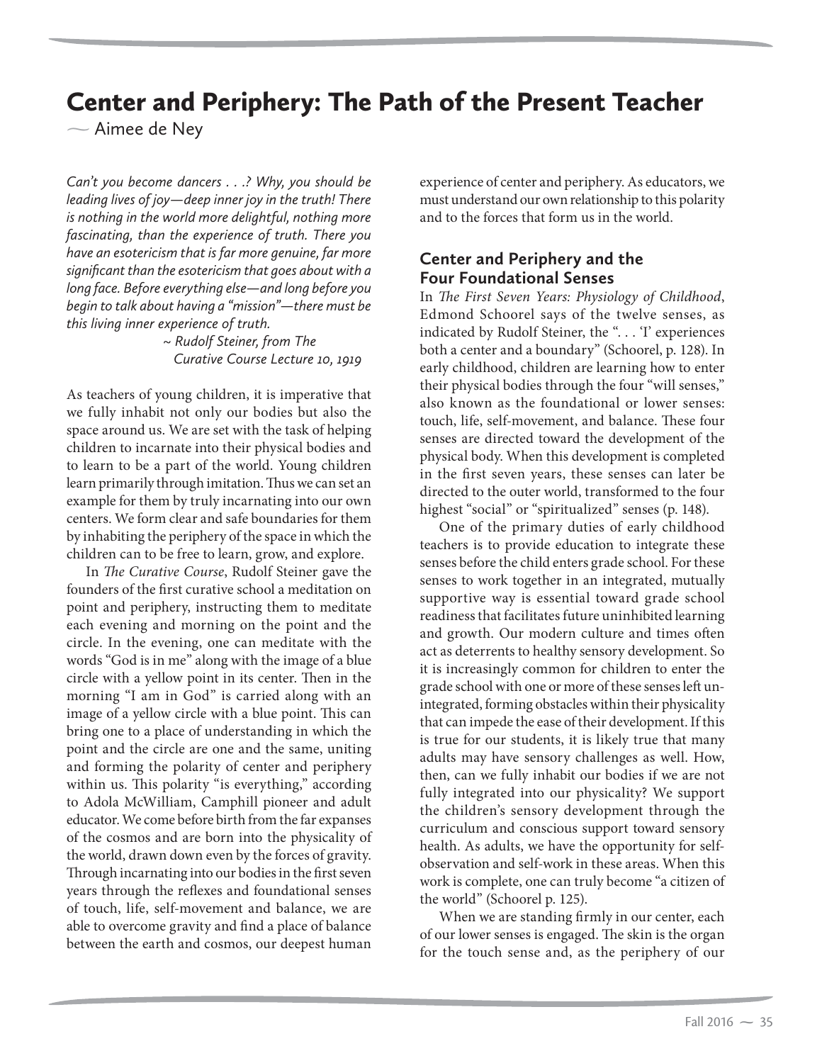# Center and Periphery: The Path of the Present Teacher

— Aimee de Ney

*Can't you become dancers . . .? Why, you should be leading lives of joy—deep inner joy in the truth! There is nothing in the world more delightful, nothing more fascinating, than the experience of truth. There you have an esotericism that is far more genuine, far more significant than the esotericism that goes about with a long face. Before everything else—and long before you begin to talk about having a "mission"—there must be this living inner experience of truth.*

*~ Rudolf Steiner, from The Curative Course Lecture 10, 1919*

As teachers of young children, it is imperative that we fully inhabit not only our bodies but also the space around us. We are set with the task of helping children to incarnate into their physical bodies and to learn to be a part of the world. Young children learn primarily through imitation. Thus we can set an example for them by truly incarnating into our own centers. We form clear and safe boundaries for them by inhabiting the periphery of the space in which the children can to be free to learn, grow, and explore.

In *The Curative Course*, Rudolf Steiner gave the founders of the first curative school a meditation on point and periphery, instructing them to meditate each evening and morning on the point and the circle. In the evening, one can meditate with the words "God is in me" along with the image of a blue circle with a yellow point in its center. Then in the morning "I am in God" is carried along with an image of a yellow circle with a blue point. This can bring one to a place of understanding in which the point and the circle are one and the same, uniting and forming the polarity of center and periphery within us. This polarity "is everything," according to Adola McWilliam, Camphill pioneer and adult educator. We come before birth from the far expanses of the cosmos and are born into the physicality of the world, drawn down even by the forces of gravity. Through incarnating into our bodies in the first seven years through the reflexes and foundational senses of touch, life, self-movement and balance, we are able to overcome gravity and find a place of balance between the earth and cosmos, our deepest human experience of center and periphery. As educators, we must understand our own relationship to this polarity and to the forces that form us in the world.

## Center and Periphery and the Four Foundational Senses

In *The First Seven Years: Physiology of Childhood*, Edmond Schoorel says of the twelve senses, as indicated by Rudolf Steiner, the ". . . 'I' experiences both a center and a boundary" (Schoorel, p. 128). In early childhood, children are learning how to enter their physical bodies through the four "will senses," also known as the foundational or lower senses: touch, life, self-movement, and balance. These four senses are directed toward the development of the physical body. When this development is completed in the first seven years, these senses can later be directed to the outer world, transformed to the four highest "social" or "spiritualized" senses (p. 148).

One of the primary duties of early childhood teachers is to provide education to integrate these senses before the child enters grade school. For these senses to work together in an integrated, mutually supportive way is essential toward grade school readiness that facilitates future uninhibited learning and growth. Our modern culture and times often act as deterrents to healthy sensory development. So it is increasingly common for children to enter the grade school with one or more of these senses left un-integrated, forming obstacles within their physicality that can impede the ease of their development. If this is true for our students, it is likely true that many adults may have sensory challenges as well. How, then, can we fully inhabit our bodies if we are not fully integrated into our physicality? We support the children's sensory development through the curriculum and conscious support toward sensory health. As adults, we have the opportunity for self-observation and self-work in these areas. When this work is complete, one can truly become "a citizen of the world" (Schoorel p. 125).

When we are standing firmly in our center, each of our lower senses is engaged. The skin is the organ for the touch sense and, as the periphery of our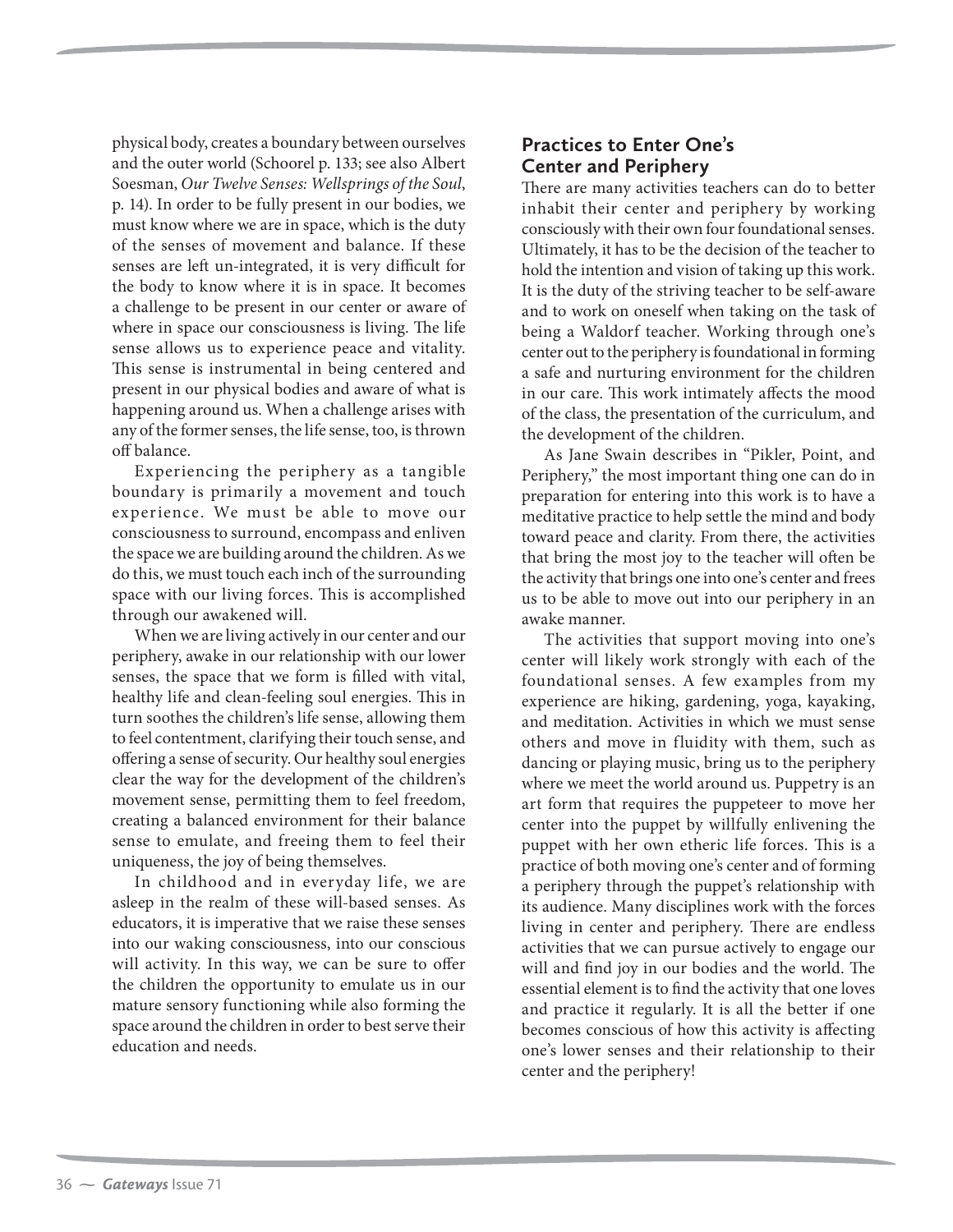physical body, creates a boundary between ourselves and the outer world (Schoorel p. 133; see also Albert Soesman, *Our Twelve Senses: Wellsprings of the Soul*, p. 14). In order to be fully present in our bodies, we must know where we are in space, which is the duty of the senses of movement and balance. If these senses are left un-integrated, it is very difficult for the body to know where it is in space. It becomes a challenge to be present in our center or aware of where in space our consciousness is living. The life sense allows us to experience peace and vitality. This sense is instrumental in being centered and present in our physical bodies and aware of what is happening around us. When a challenge arises with any of the former senses, the life sense, too, is thrown off balance.

Experiencing the periphery as a tangible boundary is primarily a movement and touch experience. We must be able to move our consciousness to surround, encompass and enliven the space we are building around the children. As we do this, we must touch each inch of the surrounding space with our living forces. This is accomplished through our awakened will.

When we are living actively in our center and our periphery, awake in our relationship with our lower senses, the space that we form is filled with vital, healthy life and clean-feeling soul energies. This in turn soothes the children's life sense, allowing them to feel contentment, clarifying their touch sense, and offering a sense of security. Our healthy soul energies clear the way for the development of the children's movement sense, permitting them to feel freedom, creating a balanced environment for their balance sense to emulate, and freeing them to feel their uniqueness, the joy of being themselves.

In childhood and in everyday life, we are asleep in the realm of these will-based senses. As educators, it is imperative that we raise these senses into our waking consciousness, into our conscious will activity. In this way, we can be sure to offer the children the opportunity to emulate us in our mature sensory functioning while also forming the space around the children in order to best serve their education and needs.

## Practices to Enter One's Center and Periphery

There are many activities teachers can do to better inhabit their center and periphery by working consciously with their own four foundational senses. Ultimately, it has to be the decision of the teacher to hold the intention and vision of taking up this work. It is the duty of the striving teacher to be self-aware and to work on oneself when taking on the task of being a Waldorf teacher. Working through one's center out to the periphery is foundational in forming a safe and nurturing environment for the children in our care. This work intimately affects the mood of the class, the presentation of the curriculum, and the development of the children.

As Jane Swain describes in "Pikler, Point, and Periphery," the most important thing one can do in preparation for entering into this work is to have a meditative practice to help settle the mind and body toward peace and clarity. From there, the activities that bring the most joy to the teacher will often be the activity that brings one into one's center and frees us to be able to move out into our periphery in an awake manner.

The activities that support moving into one's center will likely work strongly with each of the foundational senses. A few examples from my experience are hiking, gardening, yoga, kayaking, and meditation. Activities in which we must sense others and move in fluidity with them, such as dancing or playing music, bring us to the periphery where we meet the world around us. Puppetry is an art form that requires the puppeteer to move her center into the puppet by willfully enlivening the puppet with her own etheric life forces. This is a practice of both moving one's center and of forming a periphery through the puppet's relationship with its audience. Many disciplines work with the forces living in center and periphery. There are endless activities that we can pursue actively to engage our will and find joy in our bodies and the world. The essential element is to find the activity that one loves and practice it regularly. It is all the better if one becomes conscious of how this activity is affecting one's lower senses and their relationship to their center and the periphery!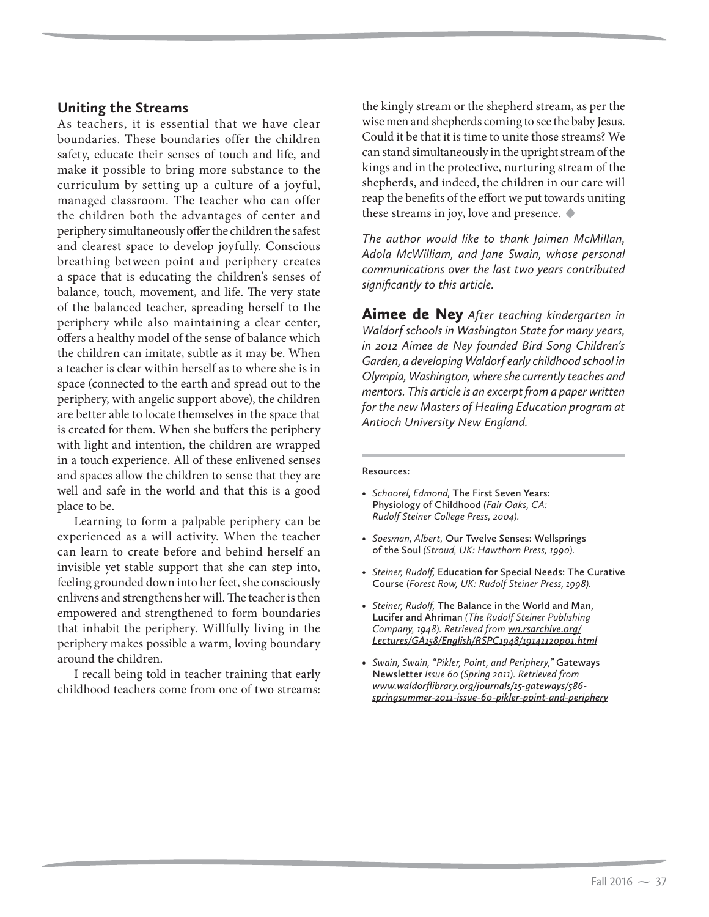## Uniting the Streams

As teachers, it is essential that we have clear boundaries. These boundaries offer the children safety, educate their senses of touch and life, and make it possible to bring more substance to the curriculum by setting up a culture of a joyful, managed classroom. The teacher who can offer the children both the advantages of center and periphery simultaneously offer the children the safest and clearest space to develop joyfully. Conscious breathing between point and periphery creates a space that is educating the children's senses of balance, touch, movement, and life. The very state of the balanced teacher, spreading herself to the periphery while also maintaining a clear center, offers a healthy model of the sense of balance which the children can imitate, subtle as it may be. When a teacher is clear within herself as to where she is in space (connected to the earth and spread out to the periphery, with angelic support above), the children are better able to locate themselves in the space that is created for them. When she buffers the periphery with light and intention, the children are wrapped in a touch experience. All of these enlivened senses and spaces allow the children to sense that they are well and safe in the world and that this is a good place to be.

Learning to form a palpable periphery can be experienced as a will activity. When the teacher can learn to create before and behind herself an invisible yet stable support that she can step into, feeling grounded down into her feet, she consciously enlivens and strengthens her will. The teacher is then empowered and strengthened to form boundaries that inhabit the periphery. Willfully living in the periphery makes possible a warm, loving boundary around the children.

I recall being told in teacher training that early childhood teachers come from one of two streams: the kingly stream or the shepherd stream, as per the wise men and shepherds coming to see the baby Jesus. Could it be that it is time to unite those streams? We can stand simultaneously in the upright stream of the kings and in the protective, nurturing stream of the shepherds, and indeed, the children in our care will reap the benefits of the effort we put towards uniting these streams in joy, love and presence. ◆

*The author would like to thank Jaimen McMillan, Adola McWilliam, and Jane Swain, whose personal communications over the last two years contributed significantly to this article.*

**Aimee de Ney** *After teaching kindergarten in Waldorf schools in Washington State for many years, in 2012 Aimee de Ney founded Bird Song Children's Garden, a developing Waldorf early childhood school in Olympia, Washington, where she currently teaches and mentors. This article is an excerpt from a paper written for the new Masters of Healing Education program at Antioch University New England.*

Resources:

- *Schoorel, Edmond,* The First Seven Years: Physiology of Childhood *(Fair Oaks, CA: Rudolf Steiner College Press, 2004).*
- *Soesman, Albert,* Our Twelve Senses: Wellsprings of the Soul *(Stroud, UK: Hawthorn Press, 1990).*
- *Steiner, Rudolf,* Education for Special Needs: The Curative Course *(Forest Row, UK: Rudolf Steiner Press, 1998).*
- *Steiner, Rudolf,* The Balance in the World and Man, Lucifer and Ahriman *(The Rudolf Steiner Publishing Company, 1948). Retrieved from wn.rsarchive.org/Lectures/GA158/English/RSPC1948/19141120p01.html*
- *Swain, Swain, "Pikler, Point, and Periphery,"* Gateways Newsletter *Issue 60 (Spring 2011). Retrieved from www.waldorflibrary.org/journals/15-gateways/586-springsummer-2011-issue-60-pikler-point-and-periphery*